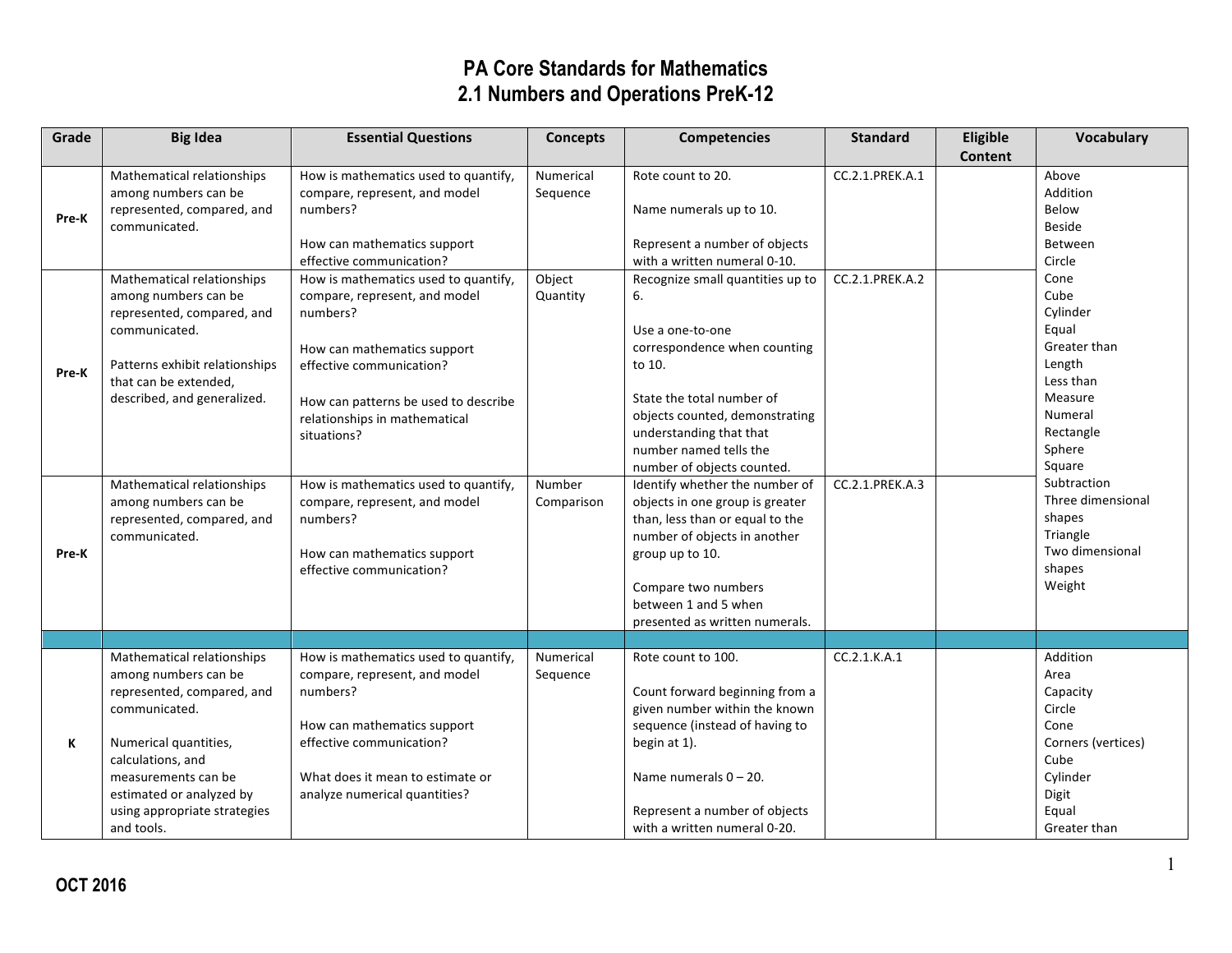# PA Core Standards for Mathematics
## 2.1 Numbers and Operations PreK-12

| Grade | Big Idea | Essential Questions | Concepts | Competencies | Standard | Eligible Content | Vocabulary |
|---|---|---|---|---|---|---|---|
| Pre-K | Mathematical relationships among numbers can be represented, compared, and communicated. | How is mathematics used to quantify, compare, represent, and model numbers?<br><br>How can mathematics support effective communication? | Numerical Sequence | Rote count to 20.<br><br>Name numerals up to 10.<br><br>Represent a number of objects with a written numeral 0-10. | CC.2.1.PREK.A.1 | | Above<br>Addition<br>Below<br>Beside<br>Between<br>Circle<br>Cone<br>Cube<br>Cylinder<br>Equal<br>Greater than<br>Length<br>Less than<br>Measure<br>Numeral<br>Rectangle<br>Sphere<br>Square<br>Subtraction<br>Three dimensional shapes<br>Triangle<br>Two dimensional shapes<br>Weight |
| Pre-K | Mathematical relationships among numbers can be represented, compared, and communicated.<br><br>Patterns exhibit relationships that can be extended, described, and generalized. | How is mathematics used to quantify, compare, represent, and model numbers?<br><br>How can mathematics support effective communication?<br><br>How can patterns be used to describe relationships in mathematical situations? | Object Quantity | Recognize small quantities up to 6.<br><br>Use a one-to-one correspondence when counting to 10.<br><br>State the total number of objects counted, demonstrating understanding that that number named tells the number of objects counted. | CC.2.1.PREK.A.2 | | |
| Pre-K | Mathematical relationships among numbers can be represented, compared, and communicated. | How is mathematics used to quantify, compare, represent, and model numbers?<br><br>How can mathematics support effective communication? | Number Comparison | Identify whether the number of objects in one group is greater than, less than or equal to the number of objects in another group up to 10.<br><br>Compare two numbers between 1 and 5 when presented as written numerals. | CC.2.1.PREK.A.3 | | |
| | | | | | | | |
| K | Mathematical relationships among numbers can be represented, compared, and communicated.<br><br>Numerical quantities, calculations, and measurements can be estimated or analyzed by using appropriate strategies and tools. | How is mathematics used to quantify, compare, represent, and model numbers?<br><br>How can mathematics support effective communication?<br><br>What does it mean to estimate or analyze numerical quantities? | Numerical Sequence | Rote count to 100.<br><br>Count forward beginning from a given number within the known sequence (instead of having to begin at 1).<br><br>Name numerals 0 – 20.<br><br>Represent a number of objects with a written numeral 0-20. | CC.2.1.K.A.1 | | Addition<br>Area<br>Capacity<br>Circle<br>Cone<br>Corners (vertices)<br>Cube<br>Cylinder<br>Digit<br>Equal<br>Greater than |

OCT 2016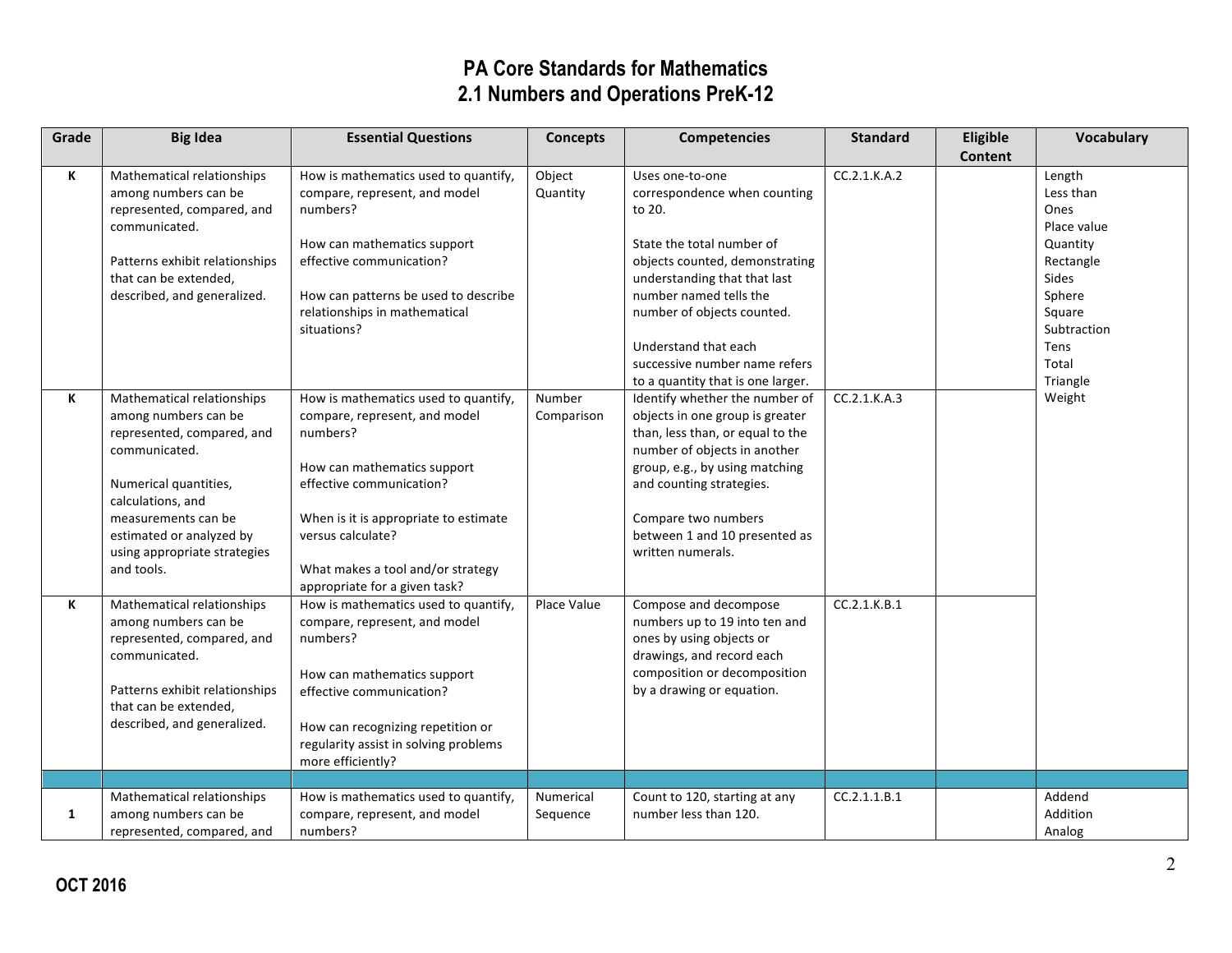# PA Core Standards for Mathematics
## 2.1 Numbers and Operations PreK-12

| Grade | Big Idea | Essential Questions | Concepts | Competencies | Standard | Eligible Content | Vocabulary |
|---|---|---|---|---|---|---|---|
| K | Mathematical relationships among numbers can be represented, compared, and communicated.<br><br>Patterns exhibit relationships that can be extended, described, and generalized. | How is mathematics used to quantify, compare, represent, and model numbers?<br><br>How can mathematics support effective communication?<br><br>How can patterns be used to describe relationships in mathematical situations? | Object Quantity | Uses one-to-one correspondence when counting to 20.<br><br>State the total number of objects counted, demonstrating understanding that that last number named tells the number of objects counted.<br><br>Understand that each successive number name refers to a quantity that is one larger. | CC.2.1.K.A.2 | | Length<br>Less than<br>Ones<br>Place value<br>Quantity<br>Rectangle<br>Sides<br>Sphere<br>Square<br>Subtraction<br>Tens<br>Total<br>Triangle<br>Weight |
| K | Mathematical relationships among numbers can be represented, compared, and communicated.<br><br>Numerical quantities, calculations, and measurements can be estimated or analyzed by using appropriate strategies and tools. | How is mathematics used to quantify, compare, represent, and model numbers?<br><br>How can mathematics support effective communication?<br><br>When is it is appropriate to estimate versus calculate?<br><br>What makes a tool and/or strategy appropriate for a given task? | Number Comparison | Identify whether the number of objects in one group is greater than, less than, or equal to the number of objects in another group, e.g., by using matching and counting strategies.<br><br>Compare two numbers between 1 and 10 presented as written numerals. | CC.2.1.K.A.3 | | |
| K | Mathematical relationships among numbers can be represented, compared, and communicated.<br><br>Patterns exhibit relationships that can be extended, described, and generalized. | How is mathematics used to quantify, compare, represent, and model numbers?<br><br>How can mathematics support effective communication?<br><br>How can recognizing repetition or regularity assist in solving problems more efficiently? | Place Value | Compose and decompose numbers up to 19 into ten and ones by using objects or drawings, and record each composition or decomposition by a drawing or equation. | CC.2.1.K.B.1 | | |
| | | | | | | | |
| 1 | Mathematical relationships among numbers can be represented, compared, and | How is mathematics used to quantify, compare, represent, and model numbers? | Numerical Sequence | Count to 120, starting at any number less than 120. | CC.2.1.1.B.1 | | Addend<br>Addition<br>Analog |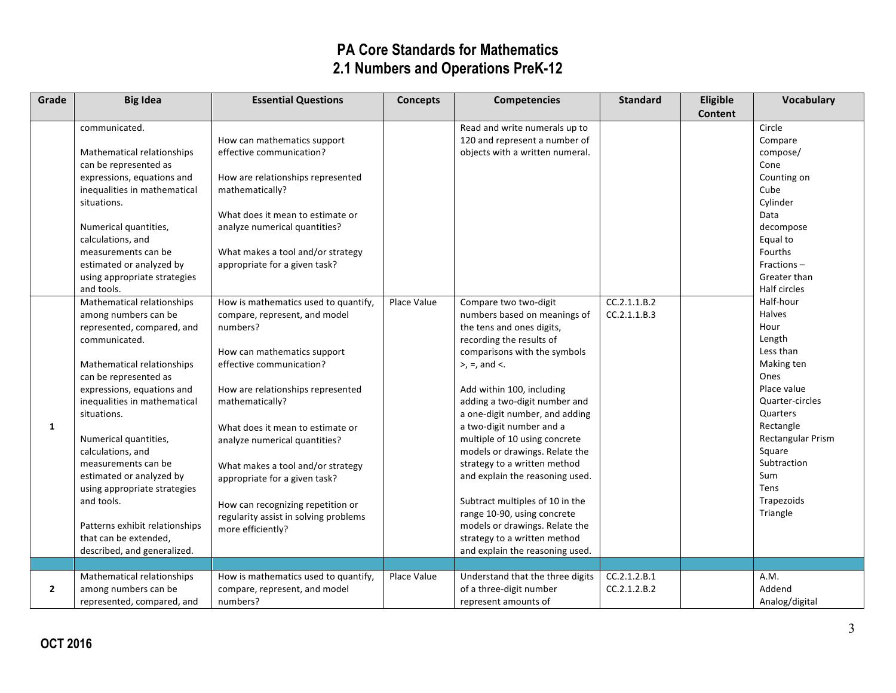# PA Core Standards for Mathematics
# 2.1 Numbers and Operations PreK-12

| Grade | Big Idea | Essential Questions | Concepts | Competencies | Standard | Eligible Content | Vocabulary |
|---|---|---|---|---|---|---|---|
| | communicated.<br><br>Mathematical relationships can be represented as expressions, equations and inequalities in mathematical situations.<br><br>Numerical quantities, calculations, and measurements can be estimated or analyzed by using appropriate strategies and tools. | How can mathematics support effective communication?<br><br>How are relationships represented mathematically?<br><br>What does it mean to estimate or analyze numerical quantities?<br><br>What makes a tool and/or strategy appropriate for a given task? | | Read and write numerals up to 120 and represent a number of objects with a written numeral. | | | Circle<br>Compare<br>compose/<br>Cone<br>Counting on<br>Cube<br>Cylinder<br>Data<br>decompose<br>Equal to<br>Fourths<br>Fractions –<br>Greater than<br>Half circles<br>Half-hour<br>Halves<br>Hour<br>Length<br>Less than<br>Making ten<br>Ones<br>Place value<br>Quarter-circles<br>Quarters<br>Rectangle<br>Rectangular Prism<br>Square<br>Subtraction<br>Sum<br>Tens<br>Trapezoids<br>Triangle |
| 1 | Mathematical relationships among numbers can be represented, compared, and communicated.<br><br>Mathematical relationships can be represented as expressions, equations and inequalities in mathematical situations.<br><br>Numerical quantities, calculations, and measurements can be estimated or analyzed by using appropriate strategies and tools.<br><br>Patterns exhibit relationships that can be extended, described, and generalized. | How is mathematics used to quantify, compare, represent, and model numbers?<br><br>How can mathematics support effective communication?<br><br>How are relationships represented mathematically?<br><br>What does it mean to estimate or analyze numerical quantities?<br><br>What makes a tool and/or strategy appropriate for a given task?<br><br>How can recognizing repetition or regularity assist in solving problems more efficiently? | Place Value | Compare two two-digit numbers based on meanings of the tens and ones digits, recording the results of comparisons with the symbols >, =, and <.<br><br>Add within 100, including adding a two-digit number and a one-digit number, and adding a two-digit number and a multiple of 10 using concrete models or drawings. Relate the strategy to a written method and explain the reasoning used.<br><br>Subtract multiples of 10 in the range 10-90, using concrete models or drawings. Relate the strategy to a written method and explain the reasoning used. | CC.2.1.1.B.2<br>CC.2.1.1.B.3 | | |
| | | | | | | | |
| 2 | Mathematical relationships among numbers can be represented, compared, and | How is mathematics used to quantify, compare, represent, and model numbers? | Place Value | Understand that the three digits of a three-digit number represent amounts of | CC.2.1.2.B.1<br>CC.2.1.2.B.2 | | A.M.<br>Addend<br>Analog/digital |

OCT 2016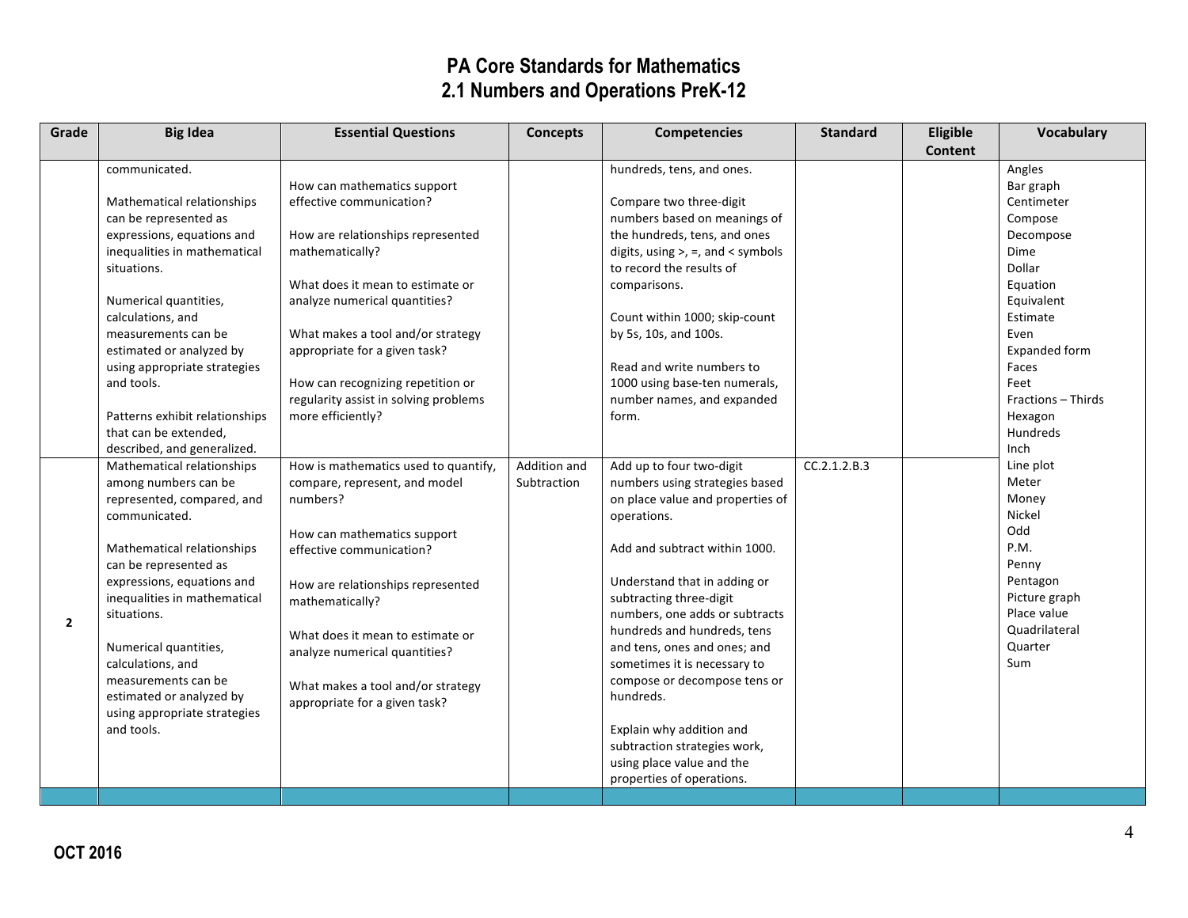# PA Core Standards for Mathematics
## 2.1 Numbers and Operations PreK-12

| Grade | Big Idea | Essential Questions | Concepts | Competencies | Standard | Eligible Content | Vocabulary |
|---|---|---|---|---|---|---|---|
| | communicated.<br><br>Mathematical relationships can be represented as expressions, equations and inequalities in mathematical situations.<br><br>Numerical quantities, calculations, and measurements can be estimated or analyzed by using appropriate strategies and tools.<br><br>Patterns exhibit relationships that can be extended, described, and generalized. | How can mathematics support effective communication?<br><br>How are relationships represented mathematically?<br><br>What does it mean to estimate or analyze numerical quantities?<br><br>What makes a tool and/or strategy appropriate for a given task?<br><br>How can recognizing repetition or regularity assist in solving problems more efficiently? | | hundreds, tens, and ones.<br><br>Compare two three-digit numbers based on meanings of the hundreds, tens, and ones digits, using >, =, and < symbols to record the results of comparisons.<br><br>Count within 1000; skip-count by 5s, 10s, and 100s.<br><br>Read and write numbers to 1000 using base-ten numerals, number names, and expanded form. | | | Angles<br>Bar graph<br>Centimeter<br>Compose<br>Decompose<br>Dime<br>Dollar<br>Equation<br>Equivalent<br>Estimate<br>Even<br>Expanded form<br>Faces<br>Feet<br>Fractions – Thirds<br>Hexagon<br>Hundreds<br>Inch<br>Line plot<br>Meter<br>Money<br>Nickel<br>Odd<br>P.M.<br>Penny<br>Pentagon<br>Picture graph<br>Place value<br>Quadrilateral<br>Quarter<br>Sum |
| 2 | Mathematical relationships among numbers can be represented, compared, and communicated.<br><br>Mathematical relationships can be represented as expressions, equations and inequalities in mathematical situations.<br><br>Numerical quantities, calculations, and measurements can be estimated or analyzed by using appropriate strategies and tools. | How is mathematics used to quantify, compare, represent, and model numbers?<br><br>How can mathematics support effective communication?<br><br>How are relationships represented mathematically?<br><br>What does it mean to estimate or analyze numerical quantities?<br><br>What makes a tool and/or strategy appropriate for a given task? | Addition and Subtraction | Add up to four two-digit numbers using strategies based on place value and properties of operations.<br><br>Add and subtract within 1000.<br><br>Understand that in adding or subtracting three-digit numbers, one adds or subtracts hundreds and hundreds, tens and tens, ones and ones; and sometimes it is necessary to compose or decompose tens or hundreds.<br><br>Explain why addition and subtraction strategies work, using place value and the properties of operations. | CC.2.1.2.B.3 | | |

OCT 2016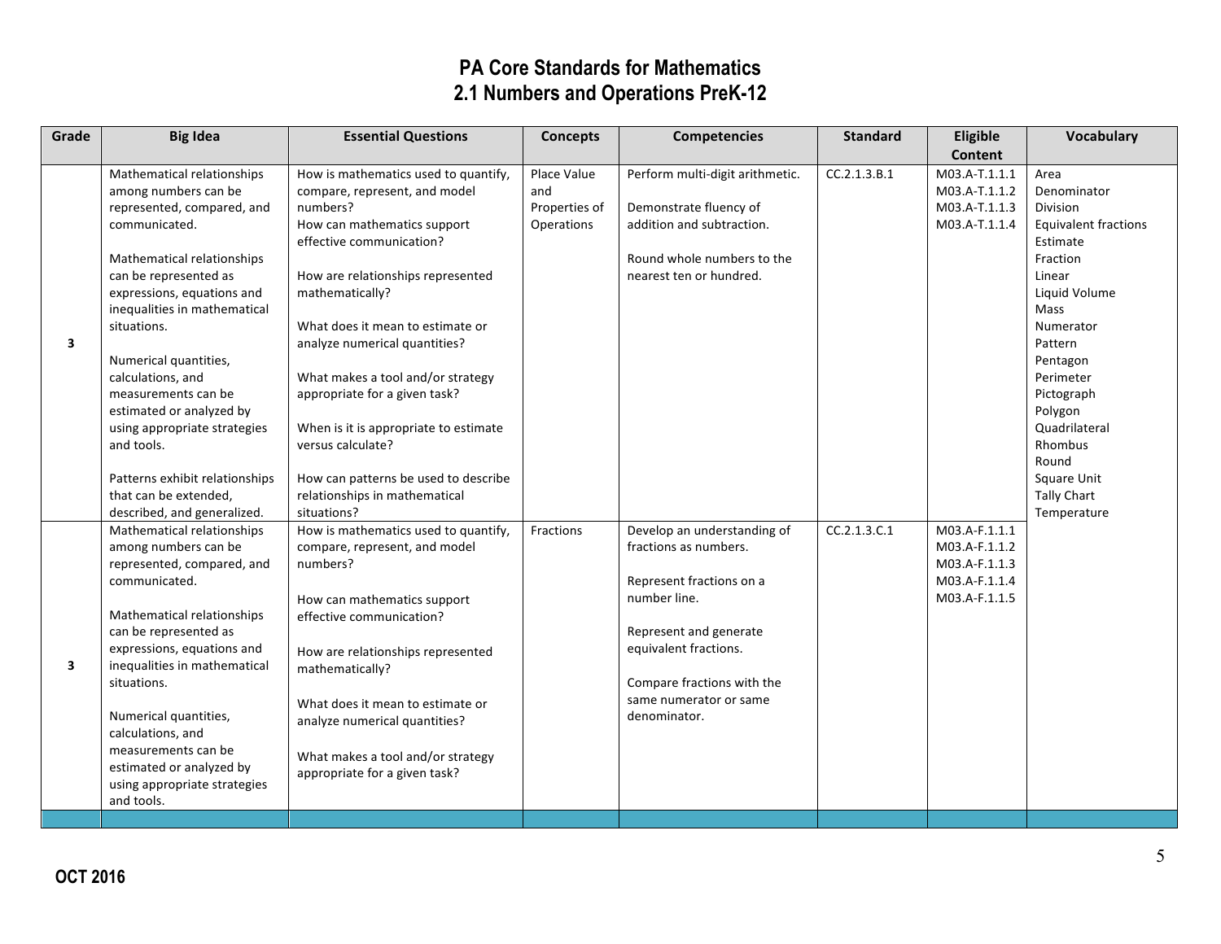# PA Core Standards for Mathematics
## 2.1 Numbers and Operations PreK-12

| Grade | Big Idea | Essential Questions | Concepts | Competencies | Standard | Eligible Content | Vocabulary |
|---|---|---|---|---|---|---|---|
| 3 | Mathematical relationships among numbers can be represented, compared, and communicated.<br><br>Mathematical relationships can be represented as expressions, equations and inequalities in mathematical situations.<br><br>Numerical quantities, calculations, and measurements can be estimated or analyzed by using appropriate strategies and tools.<br><br>Patterns exhibit relationships that can be extended, described, and generalized. | How is mathematics used to quantify, compare, represent, and model numbers?<br>How can mathematics support effective communication?<br><br>How are relationships represented mathematically?<br><br>What does it mean to estimate or analyze numerical quantities?<br><br>What makes a tool and/or strategy appropriate for a given task?<br><br>When is it is appropriate to estimate versus calculate?<br><br>How can patterns be used to describe relationships in mathematical situations? | Place Value and Properties of Operations | Perform multi-digit arithmetic.<br><br>Demonstrate fluency of addition and subtraction.<br><br>Round whole numbers to the nearest ten or hundred. | CC.2.1.3.B.1 | M03.A-T.1.1.1<br>M03.A-T.1.1.2<br>M03.A-T.1.1.3<br>M03.A-T.1.1.4 | Area<br>Denominator<br>Division<br>Equivalent fractions<br>Estimate<br>Fraction<br>Linear<br>Liquid Volume<br>Mass<br>Numerator<br>Pattern<br>Pentagon<br>Perimeter<br>Pictograph<br>Polygon<br>Quadrilateral<br>Rhombus<br>Round<br>Square Unit<br>Tally Chart<br>Temperature |
| 3 | Mathematical relationships among numbers can be represented, compared, and communicated.<br><br>Mathematical relationships can be represented as expressions, equations and inequalities in mathematical situations.<br><br>Numerical quantities, calculations, and measurements can be estimated or analyzed by using appropriate strategies and tools. | How is mathematics used to quantify, compare, represent, and model numbers?<br><br>How can mathematics support effective communication?<br><br>How are relationships represented mathematically?<br><br>What does it mean to estimate or analyze numerical quantities?<br><br>What makes a tool and/or strategy appropriate for a given task? | Fractions | Develop an understanding of fractions as numbers.<br><br>Represent fractions on a number line.<br><br>Represent and generate equivalent fractions.<br><br>Compare fractions with the same numerator or same denominator. | CC.2.1.3.C.1 | M03.A-F.1.1.1<br>M03.A-F.1.1.2<br>M03.A-F.1.1.3<br>M03.A-F.1.1.4<br>M03.A-F.1.1.5 | |

OCT 2016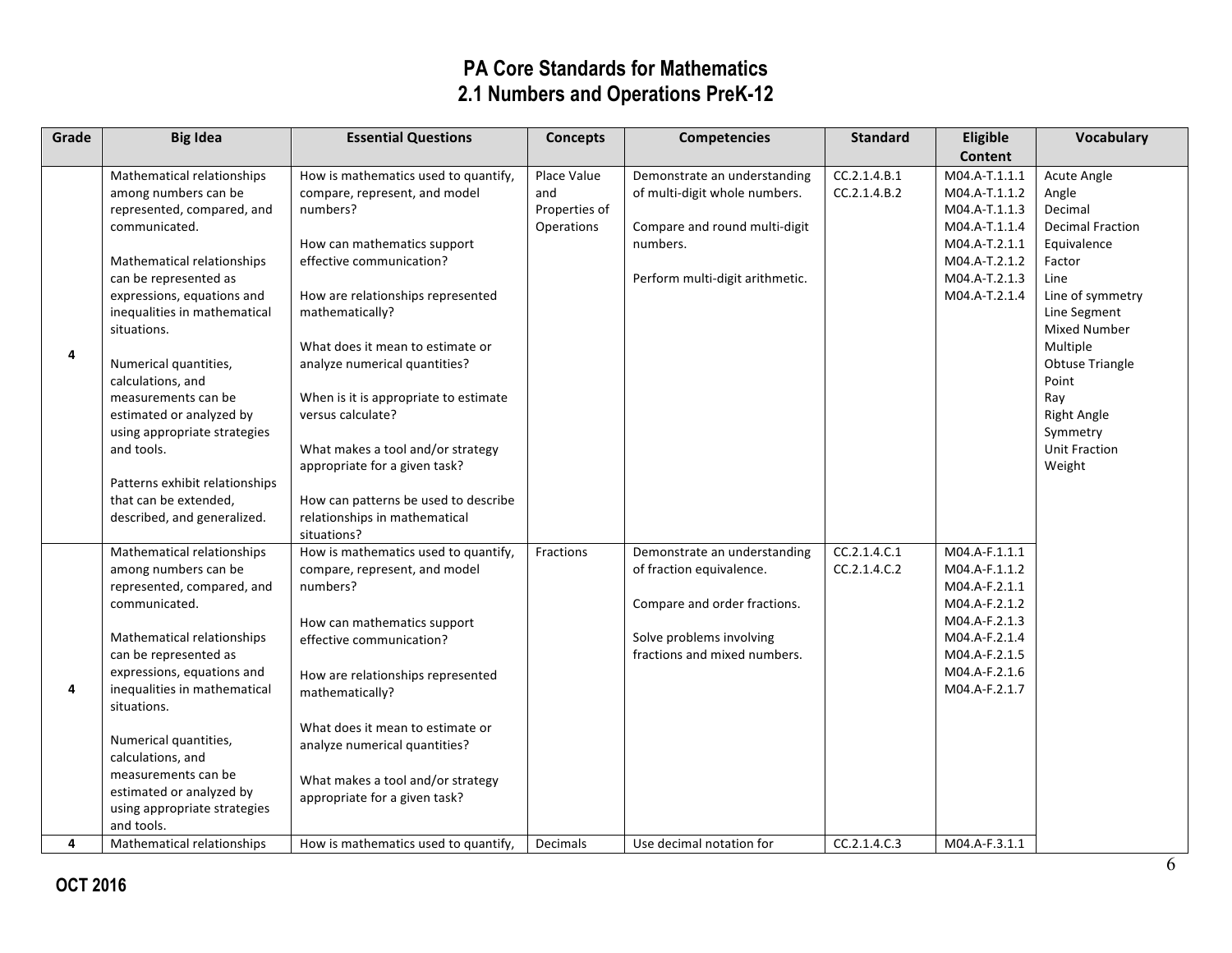# PA Core Standards for Mathematics
## 2.1 Numbers and Operations PreK-12

| Grade | Big Idea | Essential Questions | Concepts | Competencies | Standard | Eligible Content | Vocabulary |
|---|---|---|---|---|---|---|---|
| 4 | Mathematical relationships among numbers can be represented, compared, and communicated.<br><br>Mathematical relationships can be represented as expressions, equations and inequalities in mathematical situations.<br><br>Numerical quantities, calculations, and measurements can be estimated or analyzed by using appropriate strategies and tools.<br><br>Patterns exhibit relationships that can be extended, described, and generalized. | How is mathematics used to quantify, compare, represent, and model numbers?<br><br>How can mathematics support effective communication?<br><br>How are relationships represented mathematically?<br><br>What does it mean to estimate or analyze numerical quantities?<br><br>When is it is appropriate to estimate versus calculate?<br><br>What makes a tool and/or strategy appropriate for a given task?<br><br>How can patterns be used to describe relationships in mathematical situations? | Place Value and Properties of Operations | Demonstrate an understanding of multi-digit whole numbers.<br><br>Compare and round multi-digit numbers.<br><br>Perform multi-digit arithmetic. | CC.2.1.4.B.1<br>CC.2.1.4.B.2 | M04.A-T.1.1.1<br>M04.A-T.1.1.2<br>M04.A-T.1.1.3<br>M04.A-T.1.1.4<br>M04.A-T.2.1.1<br>M04.A-T.2.1.2<br>M04.A-T.2.1.3<br>M04.A-T.2.1.4 | Acute Angle<br>Angle<br>Decimal<br>Decimal Fraction<br>Equivalence<br>Factor<br>Line<br>Line of symmetry<br>Line Segment<br>Mixed Number<br>Multiple<br>Obtuse Triangle<br>Point<br>Ray<br>Right Angle<br>Symmetry<br>Unit Fraction<br>Weight |
| 4 | Mathematical relationships among numbers can be represented, compared, and communicated.<br><br>Mathematical relationships can be represented as expressions, equations and inequalities in mathematical situations.<br><br>Numerical quantities, calculations, and measurements can be estimated or analyzed by using appropriate strategies and tools. | How is mathematics used to quantify, compare, represent, and model numbers?<br><br>How can mathematics support effective communication?<br><br>How are relationships represented mathematically?<br><br>What does it mean to estimate or analyze numerical quantities?<br><br>What makes a tool and/or strategy appropriate for a given task? | Fractions | Demonstrate an understanding of fraction equivalence.<br><br>Compare and order fractions.<br><br>Solve problems involving fractions and mixed numbers. | CC.2.1.4.C.1<br>CC.2.1.4.C.2 | M04.A-F.1.1.1<br>M04.A-F.1.1.2<br>M04.A-F.2.1.1<br>M04.A-F.2.1.2<br>M04.A-F.2.1.3<br>M04.A-F.2.1.4<br>M04.A-F.2.1.5<br>M04.A-F.2.1.6<br>M04.A-F.2.1.7 | |
| 4 | Mathematical relationships | How is mathematics used to quantify, | Decimals | Use decimal notation for | CC.2.1.4.C.3 | M04.A-F.3.1.1 | |

OCT 2016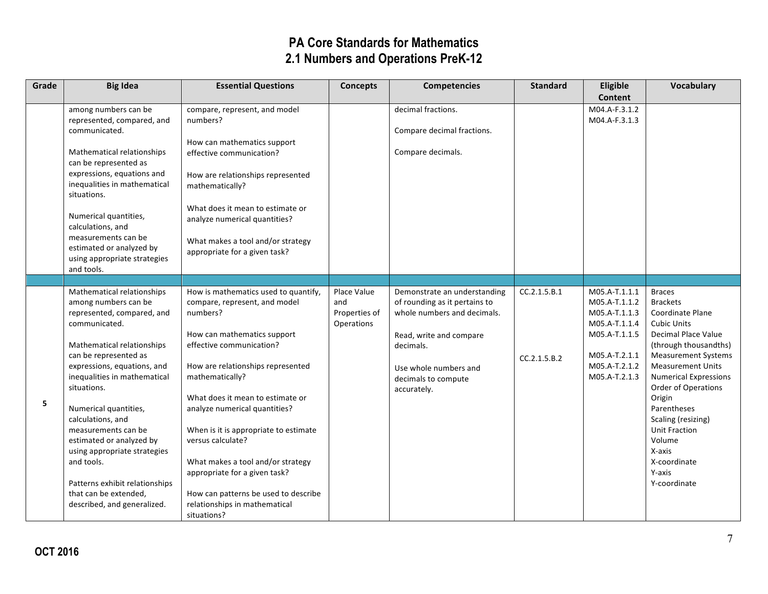# PA Core Standards for Mathematics
## 2.1 Numbers and Operations PreK-12

| Grade | Big Idea | Essential Questions | Concepts | Competencies | Standard | Eligible Content | Vocabulary |
|---|---|---|---|---|---|---|---|
| | among numbers can be represented, compared, and communicated.<br><br>Mathematical relationships can be represented as expressions, equations and inequalities in mathematical situations.<br><br>Numerical quantities, calculations, and measurements can be estimated or analyzed by using appropriate strategies and tools. | compare, represent, and model numbers?<br><br>How can mathematics support effective communication?<br><br>How are relationships represented mathematically?<br><br>What does it mean to estimate or analyze numerical quantities?<br><br>What makes a tool and/or strategy appropriate for a given task? | | decimal fractions.<br><br>Compare decimal fractions.<br><br>Compare decimals. | | M04.A-F.3.1.2<br>M04.A-F.3.1.3 | |
| | | | | | | | |
| 5 | Mathematical relationships among numbers can be represented, compared, and communicated.<br><br>Mathematical relationships can be represented as expressions, equations, and inequalities in mathematical situations.<br><br>Numerical quantities, calculations, and measurements can be estimated or analyzed by using appropriate strategies and tools.<br><br>Patterns exhibit relationships that can be extended, described, and generalized. | How is mathematics used to quantify, compare, represent, and model numbers?<br><br>How can mathematics support effective communication?<br><br>How are relationships represented mathematically?<br><br>What does it mean to estimate or analyze numerical quantities?<br><br>When is it is appropriate to estimate versus calculate?<br><br>What makes a tool and/or strategy appropriate for a given task?<br><br>How can patterns be used to describe relationships in mathematical situations? | Place Value and Properties of Operations | Demonstrate an understanding of rounding as it pertains to whole numbers and decimals.<br><br>Read, write and compare decimals.<br><br>Use whole numbers and decimals to compute accurately. | CC.2.1.5.B.1<br><br>CC.2.1.5.B.2 | M05.A-T.1.1.1<br>M05.A-T.1.1.2<br>M05.A-T.1.1.3<br>M05.A-T.1.1.4<br>M05.A-T.1.1.5<br><br>M05.A-T.2.1.1<br>M05.A-T.2.1.2<br>M05.A-T.2.1.3 | Braces<br>Brackets<br>Coordinate Plane<br>Cubic Units<br>Decimal Place Value (through thousandths)<br>Measurement Systems<br>Measurement Units<br>Numerical Expressions<br>Order of Operations<br>Origin<br>Parentheses<br>Scaling (resizing)<br>Unit Fraction<br>Volume<br>X-axis<br>X-coordinate<br>Y-axis<br>Y-coordinate |

OCT 2016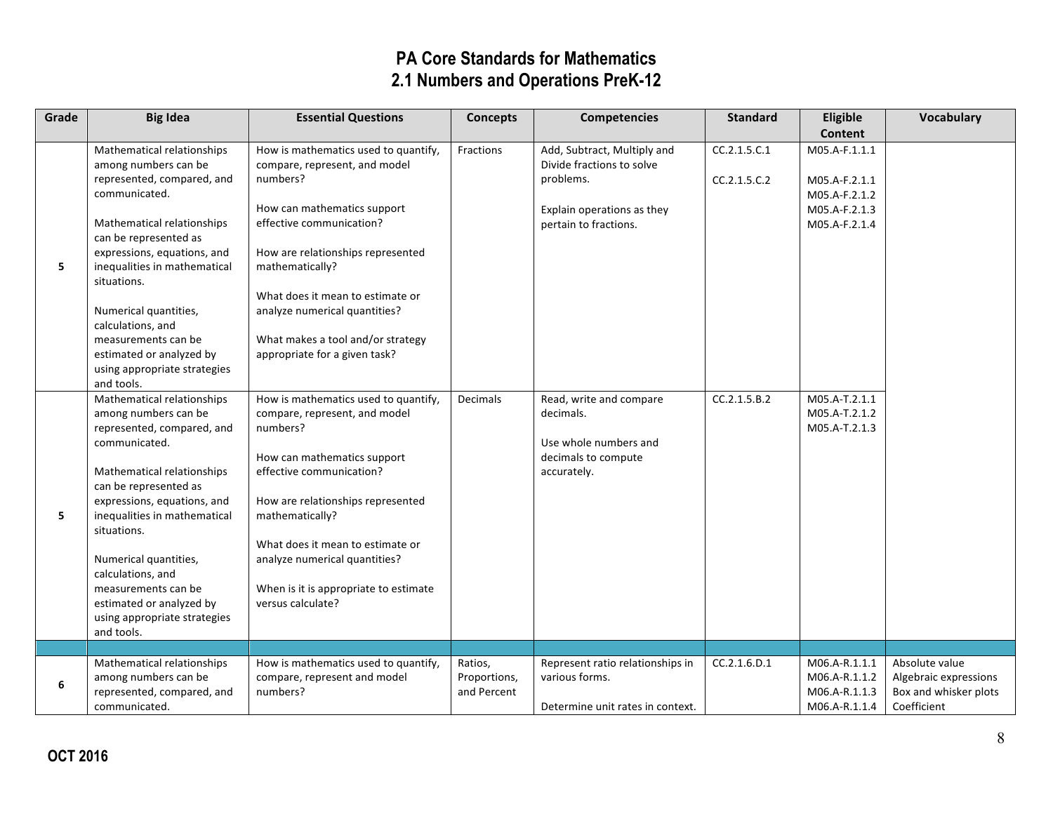# PA Core Standards for Mathematics
# 2.1 Numbers and Operations PreK-12

| Grade | Big Idea | Essential Questions | Concepts | Competencies | Standard | Eligible Content | Vocabulary |
|---|---|---|---|---|---|---|---|
| 5 | Mathematical relationships among numbers can be represented, compared, and communicated.<br><br>Mathematical relationships can be represented as expressions, equations, and inequalities in mathematical situations.<br><br>Numerical quantities, calculations, and measurements can be estimated or analyzed by using appropriate strategies and tools. | How is mathematics used to quantify, compare, represent, and model numbers?<br><br>How can mathematics support effective communication?<br><br>How are relationships represented mathematically?<br><br>What does it mean to estimate or analyze numerical quantities?<br><br>What makes a tool and/or strategy appropriate for a given task? | Fractions | Add, Subtract, Multiply and Divide fractions to solve problems.<br><br>Explain operations as they pertain to fractions. | CC.2.1.5.C.1<br><br>CC.2.1.5.C.2 | M05.A-F.1.1.1<br><br>M05.A-F.2.1.1<br>M05.A-F.2.1.2<br>M05.A-F.2.1.3<br>M05.A-F.2.1.4 | |
| 5 | Mathematical relationships among numbers can be represented, compared, and communicated.<br><br>Mathematical relationships can be represented as expressions, equations, and inequalities in mathematical situations.<br><br>Numerical quantities, calculations, and measurements can be estimated or analyzed by using appropriate strategies and tools. | How is mathematics used to quantify, compare, represent, and model numbers?<br><br>How can mathematics support effective communication?<br><br>How are relationships represented mathematically?<br><br>What does it mean to estimate or analyze numerical quantities?<br><br>When is it is appropriate to estimate versus calculate? | Decimals | Read, write and compare decimals.<br><br>Use whole numbers and decimals to compute accurately. | CC.2.1.5.B.2 | M05.A-T.2.1.1<br>M05.A-T.2.1.2<br>M05.A-T.2.1.3 | |
| | | | | | | | |
| 6 | Mathematical relationships among numbers can be represented, compared, and communicated. | How is mathematics used to quantify, compare, represent and model numbers? | Ratios, Proportions, and Percent | Represent ratio relationships in various forms.<br><br>Determine unit rates in context. | CC.2.1.6.D.1 | M06.A-R.1.1.1<br>M06.A-R.1.1.2<br>M06.A-R.1.1.3<br>M06.A-R.1.1.4 | Absolute value<br>Algebraic expressions<br>Box and whisker plots<br>Coefficient |

OCT 2016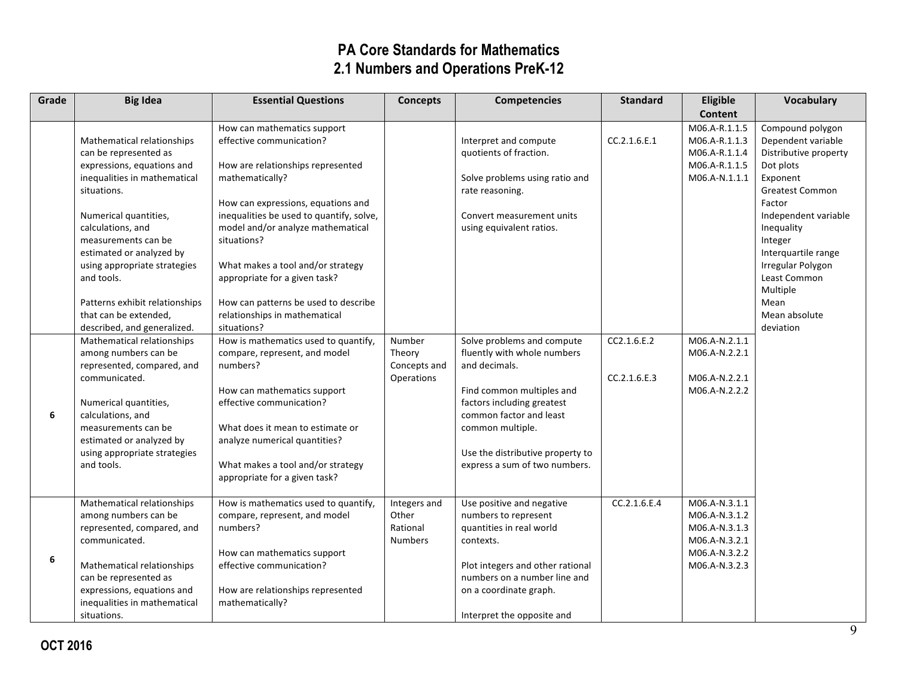# PA Core Standards for Mathematics
## 2.1 Numbers and Operations PreK-12

| Grade | Big Idea | Essential Questions | Concepts | Competencies | Standard | Eligible Content | Vocabulary |
|---|---|---|---|---|---|---|---|
| | Mathematical relationships can be represented as expressions, equations and inequalities in mathematical situations.<br><br>Numerical quantities, calculations, and measurements can be estimated or analyzed by using appropriate strategies and tools.<br><br>Patterns exhibit relationships that can be extended, described, and generalized. | How can mathematics support effective communication?<br><br>How are relationships represented mathematically?<br><br>How can expressions, equations and inequalities be used to quantify, solve, model and/or analyze mathematical situations?<br><br>What makes a tool and/or strategy appropriate for a given task?<br><br>How can patterns be used to describe relationships in mathematical situations? | | Interpret and compute quotients of fraction.<br><br>Solve problems using ratio and rate reasoning.<br><br>Convert measurement units using equivalent ratios. | CC.2.1.6.E.1 | M06.A-R.1.1.5<br>M06.A-R.1.1.3<br>M06.A-R.1.1.4<br>M06.A-R.1.1.5<br>M06.A-N.1.1.1 | Compound polygon<br>Dependent variable<br>Distributive property<br>Dot plots<br>Exponent<br>Greatest Common Factor<br>Independent variable<br>Inequality<br>Integer<br>Interquartile range<br>Irregular Polygon<br>Least Common Multiple<br>Mean<br>Mean absolute deviation |
| 6 | Mathematical relationships among numbers can be represented, compared, and communicated.<br><br>Numerical quantities, calculations, and measurements can be estimated or analyzed by using appropriate strategies and tools. | How is mathematics used to quantify, compare, represent, and model numbers?<br><br>How can mathematics support effective communication?<br><br>What does it mean to estimate or analyze numerical quantities?<br><br>What makes a tool and/or strategy appropriate for a given task? | Number Theory Concepts and Operations | Solve problems and compute fluently with whole numbers and decimals.<br><br>Find common multiples and factors including greatest common factor and least common multiple.<br><br>Use the distributive property to express a sum of two numbers. | CC2.1.6.E.2<br><br>CC2.1.6.E.3 | M06.A-N.2.1.1<br>M06.A-N.2.2.1<br><br>M06.A-N.2.2.1<br>M06.A-N.2.2.2 | |
| 6 | Mathematical relationships among numbers can be represented, compared, and communicated.<br><br>Mathematical relationships can be represented as expressions, equations and inequalities in mathematical situations. | How is mathematics used to quantify, compare, represent, and model numbers?<br><br>How can mathematics support effective communication?<br><br>How are relationships represented mathematically? | Integers and Other Rational Numbers | Use positive and negative numbers to represent quantities in real world contexts.<br><br>Plot integers and other rational numbers on a number line and on a coordinate graph.<br><br>Interpret the opposite and | CC.2.1.6.E.4 | M06.A-N.3.1.1<br>M06.A-N.3.1.2<br>M06.A-N.3.1.3<br>M06.A-N.3.2.1<br>M06.A-N.3.2.2<br>M06.A-N.3.2.3 | |

OCT 2016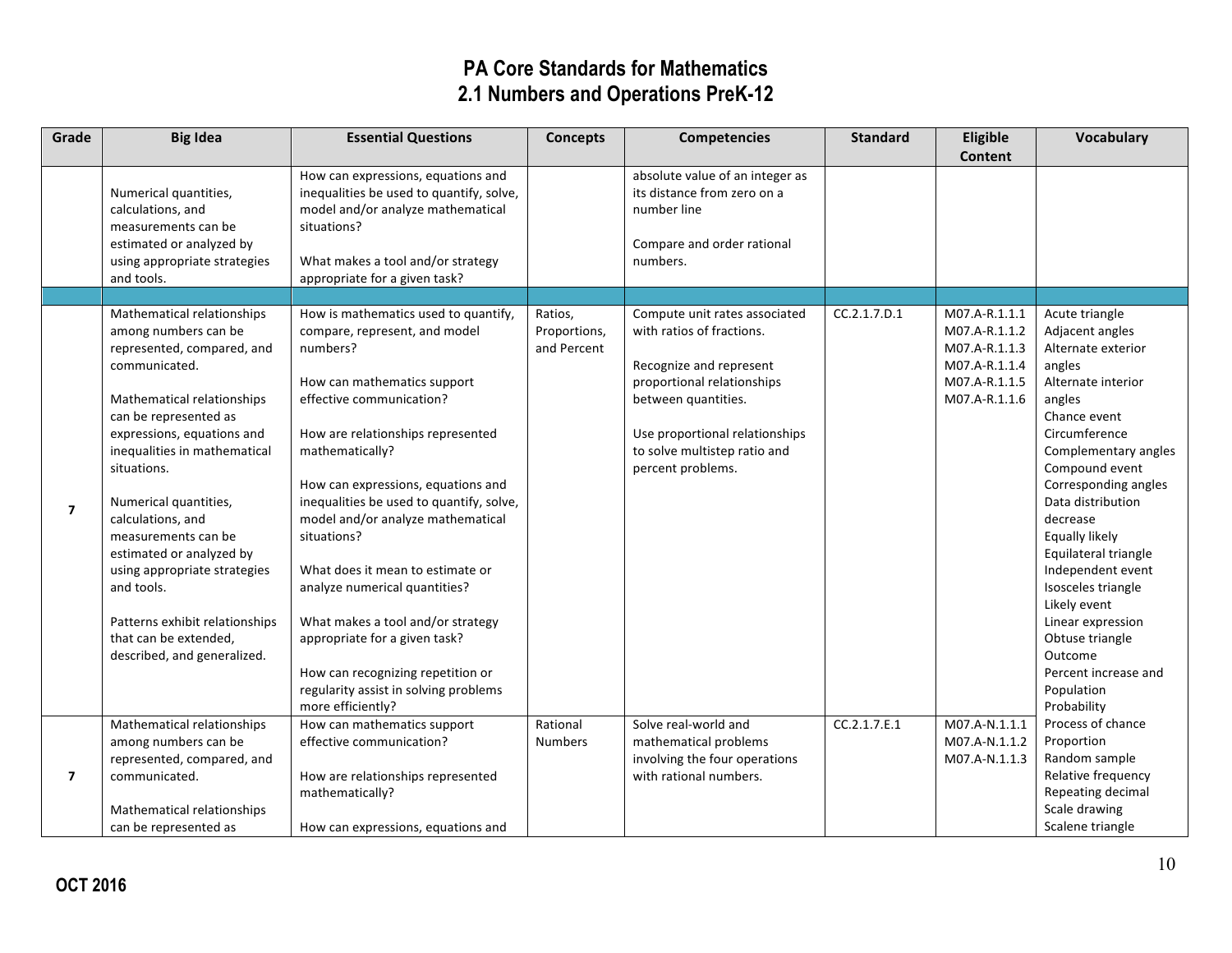# PA Core Standards for Mathematics
## 2.1 Numbers and Operations PreK-12

| Grade | Big Idea | Essential Questions | Concepts | Competencies | Standard | Eligible Content | Vocabulary |
|---|---|---|---|---|---|---|---|
| | Numerical quantities, calculations, and measurements can be estimated or analyzed by using appropriate strategies and tools. | How can expressions, equations and inequalities be used to quantify, solve, model and/or analyze mathematical situations?<br><br>What makes a tool and/or strategy appropriate for a given task? | | absolute value of an integer as its distance from zero on a number line<br><br>Compare and order rational numbers. | | | |
| | | | | | | | |
| 7 | Mathematical relationships among numbers can be represented, compared, and communicated.<br><br>Mathematical relationships can be represented as expressions, equations and inequalities in mathematical situations.<br><br>Numerical quantities, calculations, and measurements can be estimated or analyzed by using appropriate strategies and tools.<br><br>Patterns exhibit relationships that can be extended, described, and generalized. | How is mathematics used to quantify, compare, represent, and model numbers?<br><br>How can mathematics support effective communication?<br><br>How are relationships represented mathematically?<br><br>How can expressions, equations and inequalities be used to quantify, solve, model and/or analyze mathematical situations?<br><br>What does it mean to estimate or analyze numerical quantities?<br><br>What makes a tool and/or strategy appropriate for a given task?<br><br>How can recognizing repetition or regularity assist in solving problems more efficiently? | Ratios, Proportions, and Percent | Compute unit rates associated with ratios of fractions.<br><br>Recognize and represent proportional relationships between quantities.<br><br>Use proportional relationships to solve multistep ratio and percent problems. | CC.2.1.7.D.1 | M07.A-R.1.1.1<br>M07.A-R.1.1.2<br>M07.A-R.1.1.3<br>M07.A-R.1.1.4<br>M07.A-R.1.1.5<br>M07.A-R.1.1.6 | Acute triangle<br>Adjacent angles<br>Alternate exterior angles<br>Alternate interior angles<br>Chance event<br>Circumference<br>Complementary angles<br>Compound event<br>Corresponding angles<br>Data distribution decrease<br>Equally likely<br>Equilateral triangle<br>Independent event<br>Isosceles triangle<br>Likely event<br>Linear expression<br>Obtuse triangle<br>Outcome<br>Percent increase and Population<br>Probability<br>Process of chance<br>Proportion<br>Random sample<br>Relative frequency<br>Repeating decimal<br>Scale drawing<br>Scalene triangle |
| 7 | Mathematical relationships among numbers can be represented, compared, and communicated.<br><br>Mathematical relationships can be represented as | How can mathematics support effective communication?<br><br>How are relationships represented mathematically?<br><br>How can expressions, equations and | Rational Numbers | Solve real-world and mathematical problems involving the four operations with rational numbers. | CC.2.1.7.E.1 | M07.A-N.1.1.1<br>M07.A-N.1.1.2<br>M07.A-N.1.1.3 | |

OCT 2016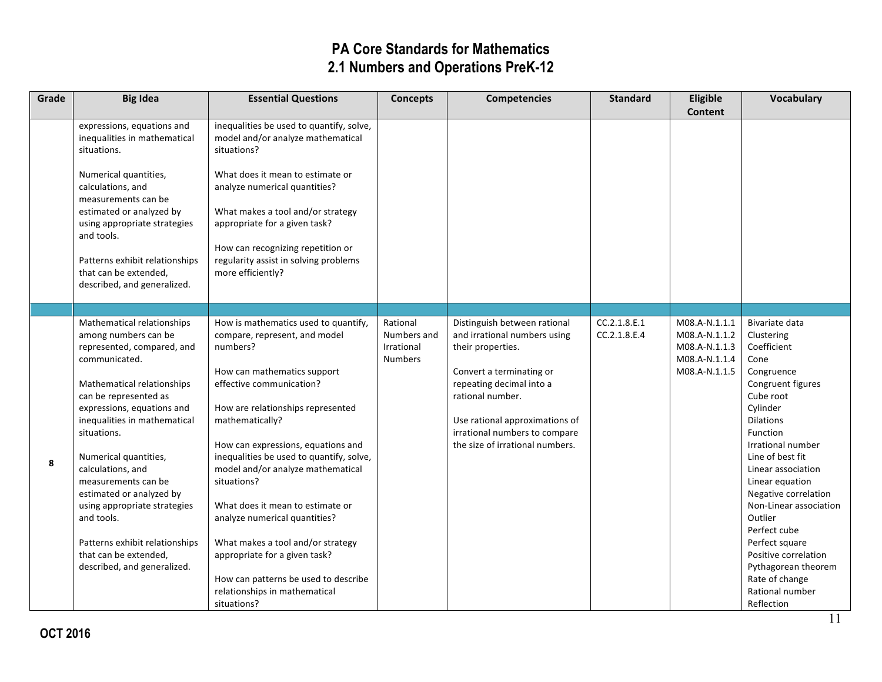# PA Core Standards for Mathematics
## 2.1 Numbers and Operations PreK-12

| Grade | Big Idea | Essential Questions | Concepts | Competencies | Standard | Eligible Content | Vocabulary |
|---|---|---|---|---|---|---|---|
| | expressions, equations and inequalities in mathematical situations.<br><br>Numerical quantities, calculations, and measurements can be estimated or analyzed by using appropriate strategies and tools.<br><br>Patterns exhibit relationships that can be extended, described, and generalized. | inequalities be used to quantify, solve, model and/or analyze mathematical situations?<br><br>What does it mean to estimate or analyze numerical quantities?<br><br>What makes a tool and/or strategy appropriate for a given task?<br><br>How can recognizing repetition or regularity assist in solving problems more efficiently? | | | | | |
| | | | | | | | |
| 8 | Mathematical relationships among numbers can be represented, compared, and communicated.<br><br>Mathematical relationships can be represented as expressions, equations and inequalities in mathematical situations.<br><br>Numerical quantities, calculations, and measurements can be estimated or analyzed by using appropriate strategies and tools.<br><br>Patterns exhibit relationships that can be extended, described, and generalized. | How is mathematics used to quantify, compare, represent, and model numbers?<br><br>How can mathematics support effective communication?<br><br>How are relationships represented mathematically?<br><br>How can expressions, equations and inequalities be used to quantify, solve, model and/or analyze mathematical situations?<br><br>What does it mean to estimate or analyze numerical quantities?<br><br>What makes a tool and/or strategy appropriate for a given task?<br><br>How can patterns be used to describe relationships in mathematical situations? | Rational Numbers and Irrational Numbers | Distinguish between rational and irrational numbers using their properties.<br><br>Convert a terminating or repeating decimal into a rational number.<br><br>Use rational approximations of irrational numbers to compare the size of irrational numbers. | CC.2.1.8.E.1<br>CC.2.1.8.E.4 | M08.A-N.1.1.1<br>M08.A-N.1.1.2<br>M08.A-N.1.1.3<br>M08.A-N.1.1.4<br>M08.A-N.1.1.5 | Bivariate data<br>Clustering<br>Coefficient<br>Cone<br>Congruence<br>Congruent figures<br>Cube root<br>Cylinder<br>Dilations<br>Function<br>Irrational number<br>Line of best fit<br>Linear association<br>Linear equation<br>Negative correlation<br>Non-Linear association<br>Outlier<br>Perfect cube<br>Perfect square<br>Positive correlation<br>Pythagorean theorem<br>Rate of change<br>Rational number<br>Reflection |

OCT 2016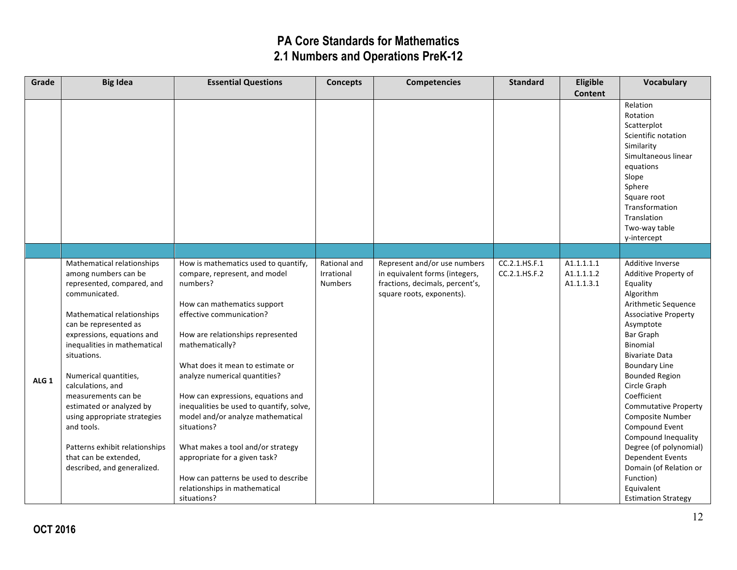# PA Core Standards for Mathematics
## 2.1 Numbers and Operations PreK-12

| Grade | Big Idea | Essential Questions | Concepts | Competencies | Standard | Eligible Content | Vocabulary |
|---|---|---|---|---|---|---|---|
| | | | | | | | Relation<br>Rotation<br>Scatterplot<br>Scientific notation<br>Similarity<br>Simultaneous linear equations<br>Slope<br>Sphere<br>Square root<br>Transformation<br>Translation<br>Two-way table<br>y-intercept |
| | | | | | | | |
| **ALG 1** | Mathematical relationships among numbers can be represented, compared, and communicated.<br><br>Mathematical relationships can be represented as expressions, equations and inequalities in mathematical situations.<br><br>Numerical quantities, calculations, and measurements can be estimated or analyzed by using appropriate strategies and tools.<br><br>Patterns exhibit relationships that can be extended, described, and generalized. | How is mathematics used to quantify, compare, represent, and model numbers?<br><br>How can mathematics support effective communication?<br><br>How are relationships represented mathematically?<br><br>What does it mean to estimate or analyze numerical quantities?<br><br>How can expressions, equations and inequalities be used to quantify, solve, model and/or analyze mathematical situations?<br><br>What makes a tool and/or strategy appropriate for a given task?<br><br>How can patterns be used to describe relationships in mathematical situations? | Rational and Irrational Numbers | Represent and/or use numbers in equivalent forms (integers, fractions, decimals, percent's, square roots, exponents). | CC.2.1.HS.F.1<br>CC.2.1.HS.F.2 | A1.1.1.1.1<br>A1.1.1.1.2<br>A1.1.1.3.1 | Additive Inverse<br>Additive Property of Equality<br>Algorithm<br>Arithmetic Sequence<br>Associative Property<br>Asymptote<br>Bar Graph<br>Binomial<br>Bivariate Data<br>Boundary Line<br>Bounded Region<br>Circle Graph<br>Coefficient<br>Commutative Property<br>Composite Number<br>Compound Event<br>Compound Inequality<br>Degree (of polynomial)<br>Dependent Events<br>Domain (of Relation or Function)<br>Equivalent<br>Estimation Strategy |

**OCT 2016**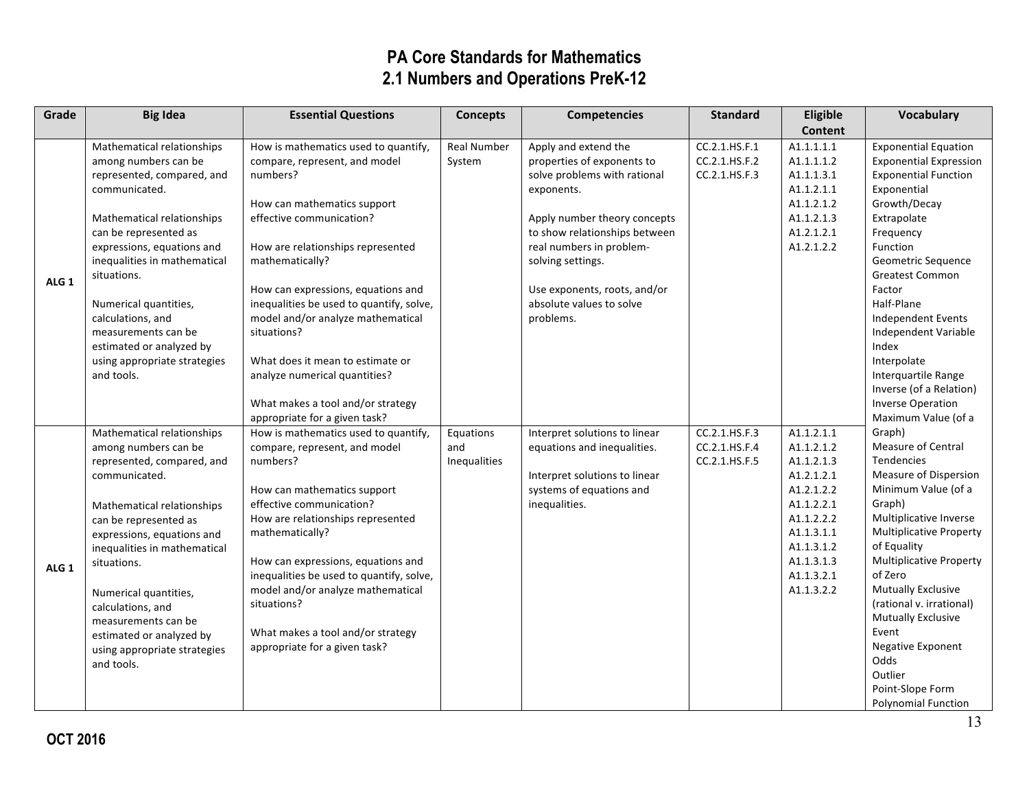# PA Core Standards for Mathematics
## 2.1 Numbers and Operations PreK-12

| Grade | Big Idea | Essential Questions | Concepts | Competencies | Standard | Eligible Content | Vocabulary |
|---|---|---|---|---|---|---|---|
| ALG 1 | Mathematical relationships among numbers can be represented, compared, and communicated.<br><br>Mathematical relationships can be represented as expressions, equations and inequalities in mathematical situations.<br><br>Numerical quantities, calculations, and measurements can be estimated or analyzed by using appropriate strategies and tools. | How is mathematics used to quantify, compare, represent, and model numbers?<br><br>How can mathematics support effective communication?<br><br>How are relationships represented mathematically?<br><br>How can expressions, equations and inequalities be used to quantify, solve, model and/or analyze mathematical situations?<br><br>What does it mean to estimate or analyze numerical quantities?<br><br>What makes a tool and/or strategy appropriate for a given task? | Real Number System | Apply and extend the properties of exponents to solve problems with rational exponents.<br><br>Apply number theory concepts to show relationships between real numbers in problem-solving settings.<br><br>Use exponents, roots, and/or absolute values to solve problems. | CC.2.1.HS.F.1<br>CC.2.1.HS.F.2<br>CC.2.1.HS.F.3 | A1.1.1.1.1<br>A1.1.1.1.2<br>A1.1.1.3.1<br>A1.1.2.1.1<br>A1.1.2.1.2<br>A1.1.2.1.3<br>A1.2.1.2.1<br>A1.2.1.2.2 | Exponential Equation<br>Exponential Expression<br>Exponential Function<br>Exponential Growth/Decay<br>Extrapolate<br>Frequency<br>Function<br>Geometric Sequence<br>Greatest Common Factor<br>Half-Plane<br>Independent Events<br>Independent Variable<br>Index<br>Interpolate<br>Interquartile Range<br>Inverse (of a Relation)<br>Inverse Operation<br>Maximum Value (of a Graph)<br>Measure of Central Tendencies<br>Measure of Dispersion<br>Minimum Value (of a Graph)<br>Multiplicative Inverse<br>Multiplicative Property of Equality<br>Multiplicative Property of Zero<br>Mutually Exclusive (rational v. irrational)<br>Mutually Exclusive Event<br>Negative Exponent<br>Odds<br>Outlier<br>Point-Slope Form<br>Polynomial Function |
| ALG 1 | Mathematical relationships among numbers can be represented, compared, and communicated.<br><br>Mathematical relationships can be represented as expressions, equations and inequalities in mathematical situations.<br><br>Numerical quantities, calculations, and measurements can be estimated or analyzed by using appropriate strategies and tools. | How is mathematics used to quantify, compare, represent, and model numbers?<br><br>How can mathematics support effective communication?<br>How are relationships represented mathematically?<br><br>How can expressions, equations and inequalities be used to quantify, solve, model and/or analyze mathematical situations?<br><br>What makes a tool and/or strategy appropriate for a given task? | Equations and Inequalities | Interpret solutions to linear equations and inequalities.<br><br>Interpret solutions to linear systems of equations and inequalities. | CC.2.1.HS.F.3<br>CC.2.1.HS.F.4<br>CC.2.1.HS.F.5 | A1.1.2.1.1<br>A1.1.2.1.2<br>A1.1.2.1.3<br>A1.2.1.2.1<br>A1.2.1.2.2<br>A1.1.2.2.1<br>A1.1.2.2.2<br>A1.1.3.1.1<br>A1.1.3.1.2<br>A1.1.3.1.3<br>A1.1.3.2.1<br>A1.1.3.2.2 | |

**OCT 2016**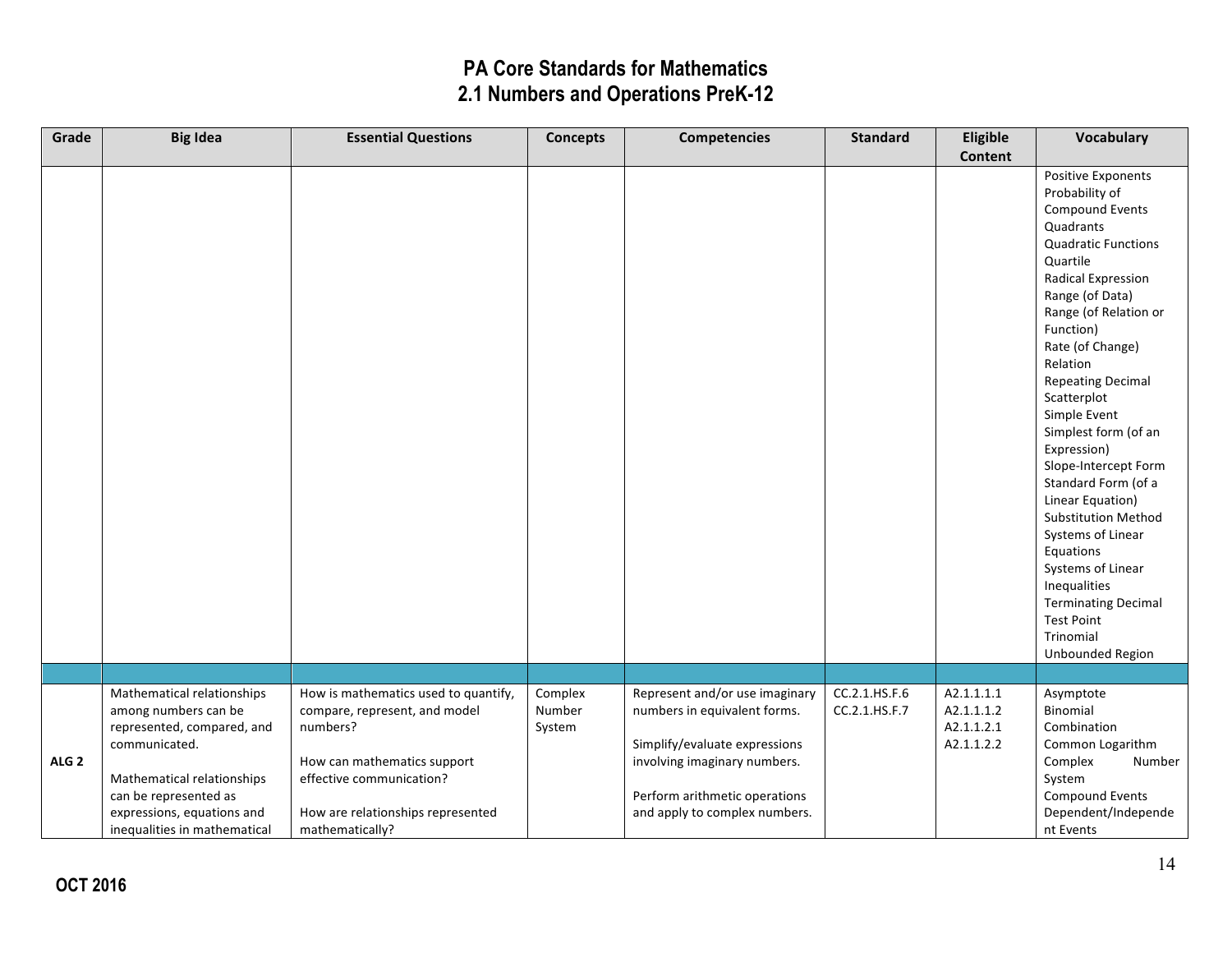# PA Core Standards for Mathematics
## 2.1 Numbers and Operations PreK-12

| Grade | Big Idea | Essential Questions | Concepts | Competencies | Standard | Eligible Content | Vocabulary |
|---|---|---|---|---|---|---|---|
| | | | | | | | Positive Exponents<br>Probability of Compound Events<br>Quadrants<br>Quadratic Functions<br>Quartile<br>Radical Expression<br>Range (of Data)<br>Range (of Relation or Function)<br>Rate (of Change)<br>Relation<br>Repeating Decimal<br>Scatterplot<br>Simple Event<br>Simplest form (of an Expression)<br>Slope-Intercept Form<br>Standard Form (of a Linear Equation)<br>Substitution Method<br>Systems of Linear Equations<br>Systems of Linear Inequalities<br>Terminating Decimal<br>Test Point<br>Trinomial<br>Unbounded Region |
| | | | | | | | |
| **ALG 2** | Mathematical relationships among numbers can be represented, compared, and communicated.<br><br>Mathematical relationships can be represented as expressions, equations and inequalities in mathematical | How is mathematics used to quantify, compare, represent, and model numbers?<br><br>How can mathematics support effective communication?<br><br>How are relationships represented mathematically? | Complex Number System | Represent and/or use imaginary numbers in equivalent forms.<br><br>Simplify/evaluate expressions involving imaginary numbers.<br><br>Perform arithmetic operations and apply to complex numbers. | CC.2.1.HS.F.6<br>CC.2.1.HS.F.7 | A2.1.1.1.1<br>A2.1.1.1.2<br>A2.1.1.2.1<br>A2.1.1.2.2 | Asymptote<br>Binomial<br>Combination<br>Common Logarithm<br>Complex Number System<br>Compound Events<br>Dependent/Independent Events |

OCT 2016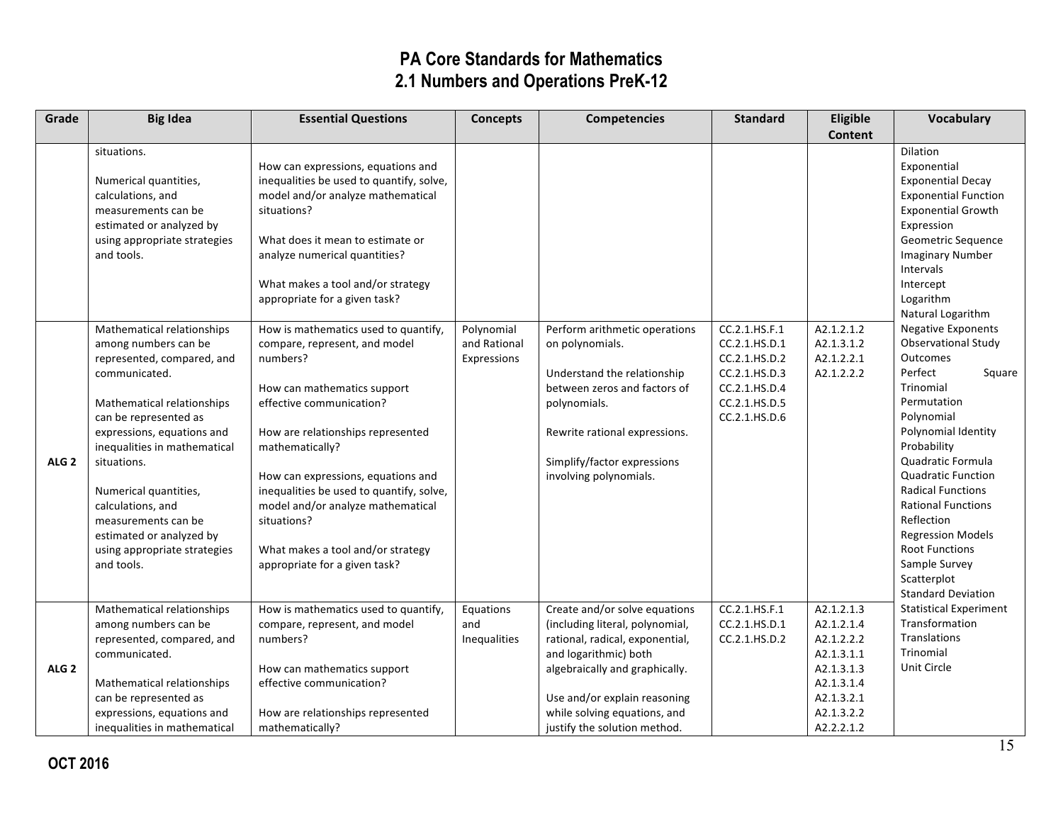# PA Core Standards for Mathematics
## 2.1 Numbers and Operations PreK-12

| Grade | Big Idea | Essential Questions | Concepts | Competencies | Standard | Eligible Content | Vocabulary |
|---|---|---|---|---|---|---|---|
| | situations.<br><br>Numerical quantities, calculations, and measurements can be estimated or analyzed by using appropriate strategies and tools. | How can expressions, equations and inequalities be used to quantify, solve, model and/or analyze mathematical situations?<br><br>What does it mean to estimate or analyze numerical quantities?<br><br>What makes a tool and/or strategy appropriate for a given task? | | | | | Dilation<br>Exponential<br>Exponential Decay<br>Exponential Function<br>Exponential Growth<br>Expression<br>Geometric Sequence<br>Imaginary Number<br>Intervals<br>Intercept<br>Logarithm<br>Natural Logarithm<br>Negative Exponents<br>Observational Study<br>Outcomes<br>Perfect Square Trinomial<br>Permutation<br>Polynomial<br>Polynomial Identity<br>Probability<br>Quadratic Formula<br>Quadratic Function<br>Radical Functions<br>Rational Functions<br>Reflection<br>Regression Models<br>Root Functions<br>Sample Survey<br>Scatterplot<br>Standard Deviation<br>Statistical Experiment<br>Transformation<br>Translations<br>Trinomial<br>Unit Circle |
| ALG 2 | Mathematical relationships among numbers can be represented, compared, and communicated.<br><br>Mathematical relationships can be represented as expressions, equations and inequalities in mathematical situations.<br><br>Numerical quantities, calculations, and measurements can be estimated or analyzed by using appropriate strategies and tools. | How is mathematics used to quantify, compare, represent, and model numbers?<br><br>How can mathematics support effective communication?<br><br>How are relationships represented mathematically?<br><br>How can expressions, equations and inequalities be used to quantify, solve, model and/or analyze mathematical situations?<br><br>What makes a tool and/or strategy appropriate for a given task? | Polynomial and Rational Expressions | Perform arithmetic operations on polynomials.<br><br>Understand the relationship between zeros and factors of polynomials.<br><br>Rewrite rational expressions.<br><br>Simplify/factor expressions involving polynomials. | CC.2.1.HS.F.1<br>CC.2.1.HS.D.1<br>CC.2.1.HS.D.2<br>CC.2.1.HS.D.3<br>CC.2.1.HS.D.4<br>CC.2.1.HS.D.5<br>CC.2.1.HS.D.6 | A2.1.2.1.2<br>A2.1.3.1.2<br>A2.1.2.2.1<br>A2.1.2.2.2 | |
| ALG 2 | Mathematical relationships among numbers can be represented, compared, and communicated.<br><br>Mathematical relationships can be represented as expressions, equations and inequalities in mathematical | How is mathematics used to quantify, compare, represent, and model numbers?<br><br>How can mathematics support effective communication?<br><br>How are relationships represented mathematically? | Equations and Inequalities | Create and/or solve equations (including literal, polynomial, rational, radical, exponential, and logarithmic) both algebraically and graphically.<br><br>Use and/or explain reasoning while solving equations, and justify the solution method. | CC.2.1.HS.F.1<br>CC.2.1.HS.D.1<br>CC.2.1.HS.D.2 | A2.1.2.1.3<br>A2.1.2.1.4<br>A2.1.2.2.2<br>A2.1.3.1.1<br>A2.1.3.1.3<br>A2.1.3.1.4<br>A2.1.3.2.1<br>A2.1.3.2.2<br>A2.2.2.1.2 | |

OCT 2016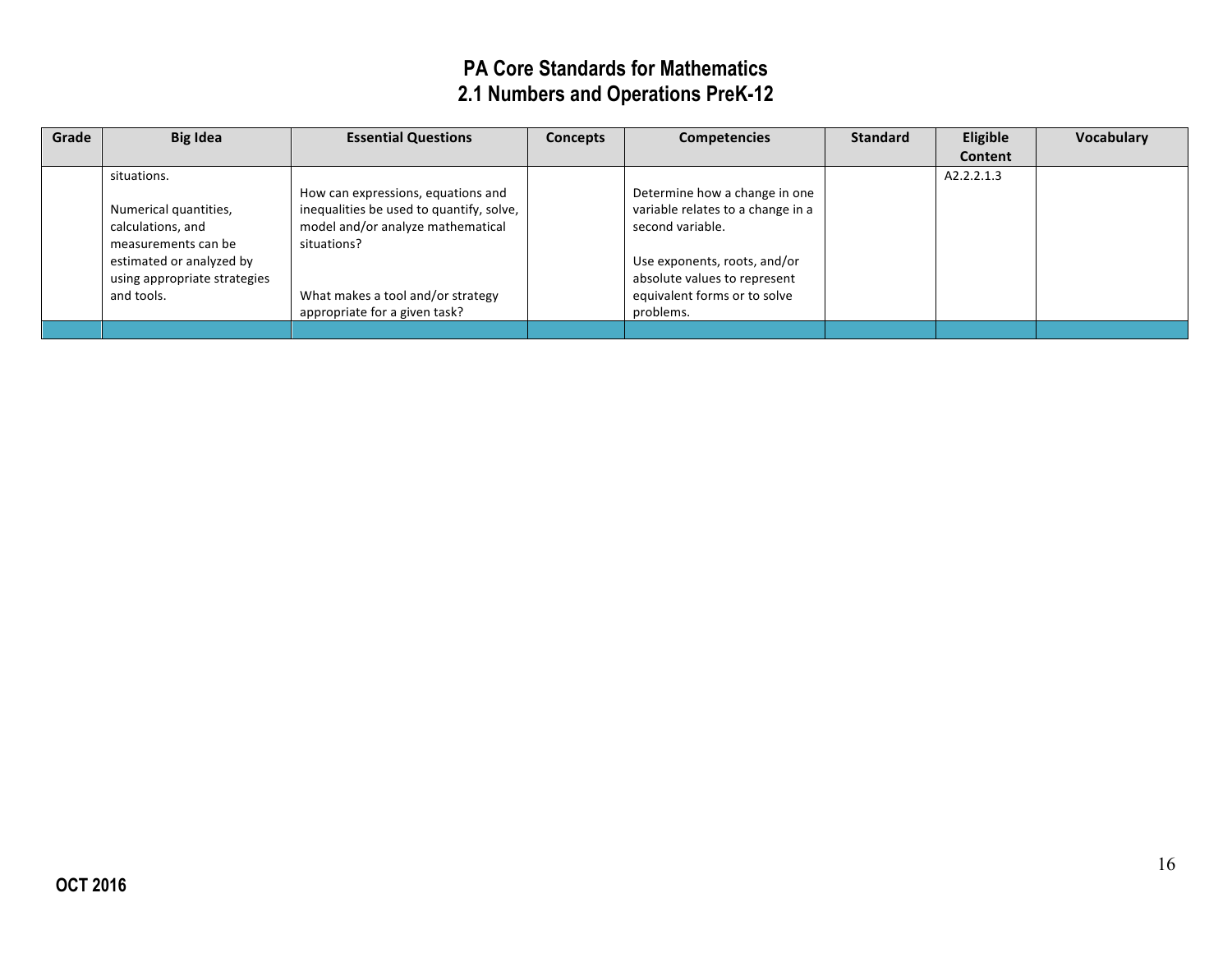# PA Core Standards for Mathematics
## 2.1 Numbers and Operations PreK-12

| Grade | Big Idea | Essential Questions | Concepts | Competencies | Standard | Eligible Content | Vocabulary |
|---|---|---|---|---|---|---|---|
| | situations.<br><br>Numerical quantities, calculations, and measurements can be estimated or analyzed by using appropriate strategies and tools. | How can expressions, equations and inequalities be used to quantify, solve, model and/or analyze mathematical situations?<br><br>What makes a tool and/or strategy appropriate for a given task? | | Determine how a change in one variable relates to a change in a second variable.<br><br>Use exponents, roots, and/or absolute values to represent equivalent forms or to solve problems. | | A2.2.2.1.3 | |
| | | | | | | | |

OCT 2016